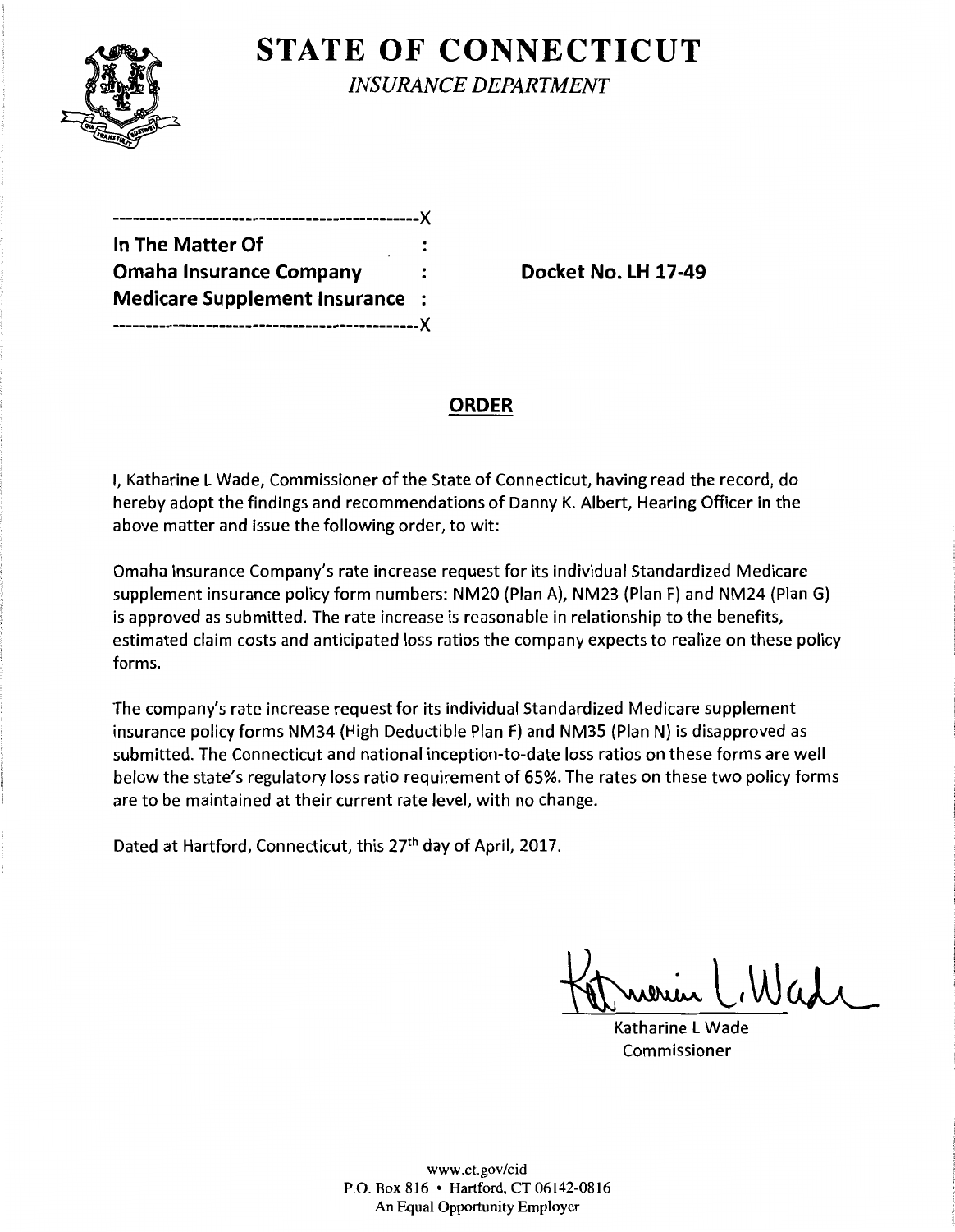# STATE OF CONNECTICUT

*INSURANCE DEPARTMENT*

```
----------------------------------------------X
In The Matter Of                              :
Omaha Insurance Company                       :        Docket No. LH 17-49
Medicare Supplement Insurance                 :
----------------------------------------------X
```

## ORDER

I, Katharine L Wade, Commissioner of the State of Connecticut, having read the record, do hereby adopt the findings and recommendations of Danny K. Albert, Hearing Officer in the above matter and issue the following order, to wit:

Omaha Insurance Company's rate increase request for its individual Standardized Medicare supplement insurance policy form numbers: NM20 (Plan A), NM23 (Plan F) and NM24 (Plan G) is approved as submitted. The rate increase is reasonable in relationship to the benefits, estimated claim costs and anticipated loss ratios the company expects to realize on these policy forms.

The company's rate increase request for its individual Standardized Medicare supplement insurance policy forms NM34 (High Deductible Plan F) and NM35 (Plan N) is disapproved as submitted. The Connecticut and national inception-to-date loss ratios on these forms are well below the state's regulatory loss ratio requirement of 65%. The rates on these two policy forms are to be maintained at their current rate level, with no change.

Dated at Hartford, Connecticut, this 27th day of April, 2017.

Katharine L Wade
Commissioner

www.ct.gov/cid
P.O. Box 816 • Hartford, CT 06142-0816
An Equal Opportunity Employer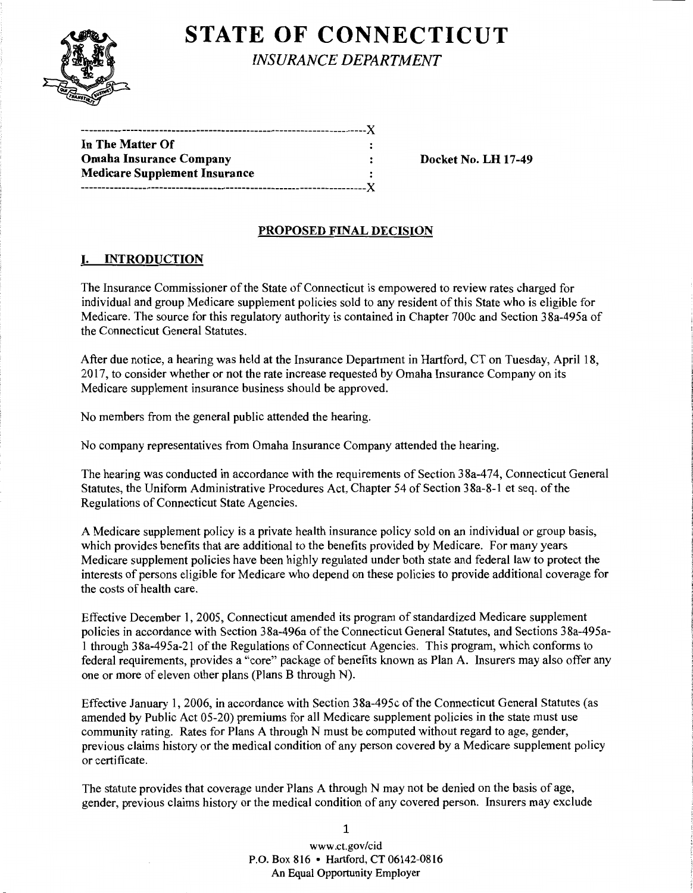# STATE OF CONNECTICUT

*INSURANCE DEPARTMENT*

```
---------------------------------------------------------------------X
In The Matter Of                                   :
Omaha Insurance Company                            :
Medicare Supplement Insurance                      :
---------------------------------------------------------------------X
```

**In The Matter Of**
**Omaha Insurance Company**
**Medicare Supplement Insurance**

**Docket No. LH 17-49**

## PROPOSED FINAL DECISION

### I. INTRODUCTION

The Insurance Commissioner of the State of Connecticut is empowered to review rates charged for individual and group Medicare supplement policies sold to any resident of this State who is eligible for Medicare. The source for this regulatory authority is contained in Chapter 700c and Section 38a-495a of the Connecticut General Statutes.

After due notice, a hearing was held at the Insurance Department in Hartford, CT on Tuesday, April 18, 2017, to consider whether or not the rate increase requested by Omaha Insurance Company on its Medicare supplement insurance business should be approved.

No members from the general public attended the hearing.

No company representatives from Omaha Insurance Company attended the hearing.

The hearing was conducted in accordance with the requirements of Section 38a-474, Connecticut General Statutes, the Uniform Administrative Procedures Act, Chapter 54 of Section 38a-8-1 et seq. of the Regulations of Connecticut State Agencies.

A Medicare supplement policy is a private health insurance policy sold on an individual or group basis, which provides benefits that are additional to the benefits provided by Medicare. For many years Medicare supplement policies have been highly regulated under both state and federal law to protect the interests of persons eligible for Medicare who depend on these policies to provide additional coverage for the costs of health care.

Effective December 1, 2005, Connecticut amended its program of standardized Medicare supplement policies in accordance with Section 38a-496a of the Connecticut General Statutes, and Sections 38a-495a-1 through 38a-495a-21 of the Regulations of Connecticut Agencies. This program, which conforms to federal requirements, provides a "core" package of benefits known as Plan A. Insurers may also offer any one or more of eleven other plans (Plans B through N).

Effective January 1, 2006, in accordance with Section 38a-495c of the Connecticut General Statutes (as amended by Public Act 05-20) premiums for all Medicare supplement policies in the state must use community rating. Rates for Plans A through N must be computed without regard to age, gender, previous claims history or the medical condition of any person covered by a Medicare supplement policy or certificate.

The statute provides that coverage under Plans A through N may not be denied on the basis of age, gender, previous claims history or the medical condition of any covered person. Insurers may exclude

www.ct.gov/cid
P.O. Box 816 • Hartford, CT 06142-0816
An Equal Opportunity Employer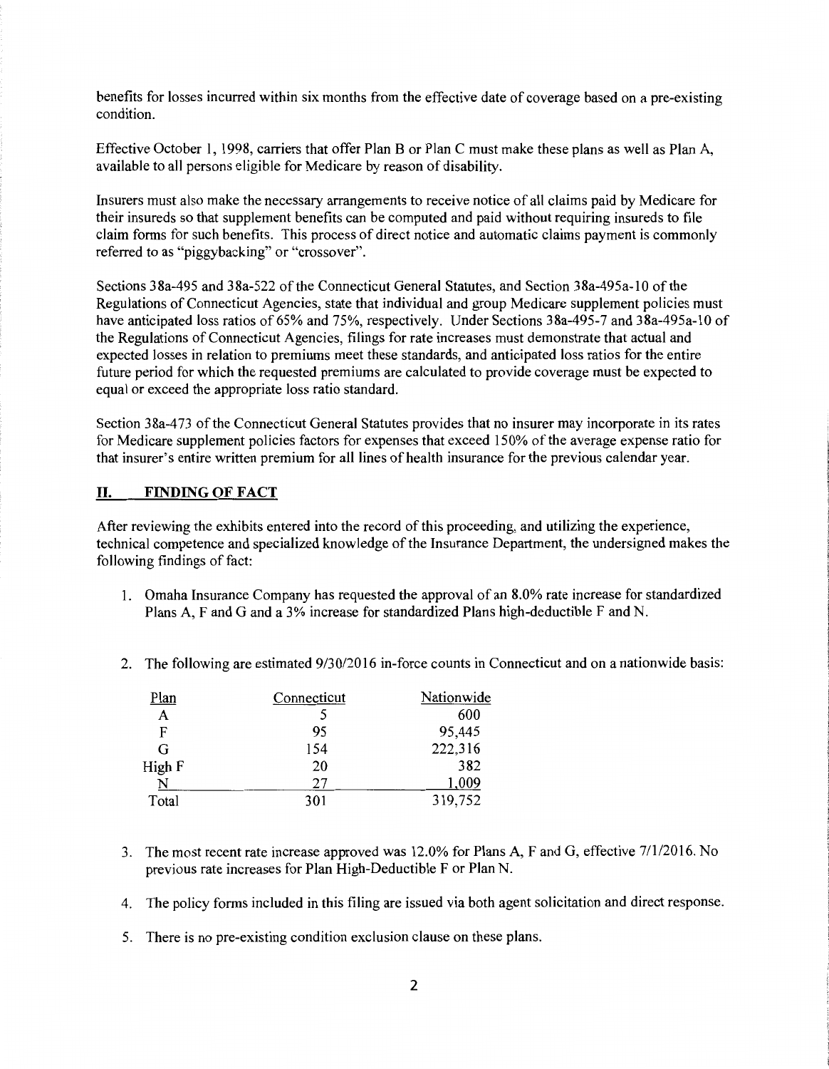benefits for losses incurred within six months from the effective date of coverage based on a pre-existing condition.

Effective October 1, 1998, carriers that offer Plan B or Plan C must make these plans as well as Plan A, available to all persons eligible for Medicare by reason of disability.

Insurers must also make the necessary arrangements to receive notice of all claims paid by Medicare for their insureds so that supplement benefits can be computed and paid without requiring insureds to file claim forms for such benefits. This process of direct notice and automatic claims payment is commonly referred to as "piggybacking" or "crossover".

Sections 38a-495 and 38a-522 of the Connecticut General Statutes, and Section 38a-495a-10 of the Regulations of Connecticut Agencies, state that individual and group Medicare supplement policies must have anticipated loss ratios of 65% and 75%, respectively. Under Sections 38a-495-7 and 38a-495a-10 of the Regulations of Connecticut Agencies, filings for rate increases must demonstrate that actual and expected losses in relation to premiums meet these standards, and anticipated loss ratios for the entire future period for which the requested premiums are calculated to provide coverage must be expected to equal or exceed the appropriate loss ratio standard.

Section 38a-473 of the Connecticut General Statutes provides that no insurer may incorporate in its rates for Medicare supplement policies factors for expenses that exceed 150% of the average expense ratio for that insurer's entire written premium for all lines of health insurance for the previous calendar year.

## II. FINDING OF FACT

After reviewing the exhibits entered into the record of this proceeding, and utilizing the experience, technical competence and specialized knowledge of the Insurance Department, the undersigned makes the following findings of fact:

1. Omaha Insurance Company has requested the approval of an 8.0% rate increase for standardized Plans A, F and G and a 3% increase for standardized Plans high-deductible F and N.

2. The following are estimated 9/30/2016 in-force counts in Connecticut and on a nationwide basis:

| Plan | Connecticut | Nationwide |
|---|---|---|
| A | 5 | 600 |
| F | 95 | 95,445 |
| G | 154 | 222,316 |
| High F | 20 | 382 |
| N | 27 | 1,009 |
| Total | 301 | 319,752 |

3. The most recent rate increase approved was 12.0% for Plans A, F and G, effective 7/1/2016. No previous rate increases for Plan High-Deductible F or Plan N.

4. The policy forms included in this filing are issued via both agent solicitation and direct response.

5. There is no pre-existing condition exclusion clause on these plans.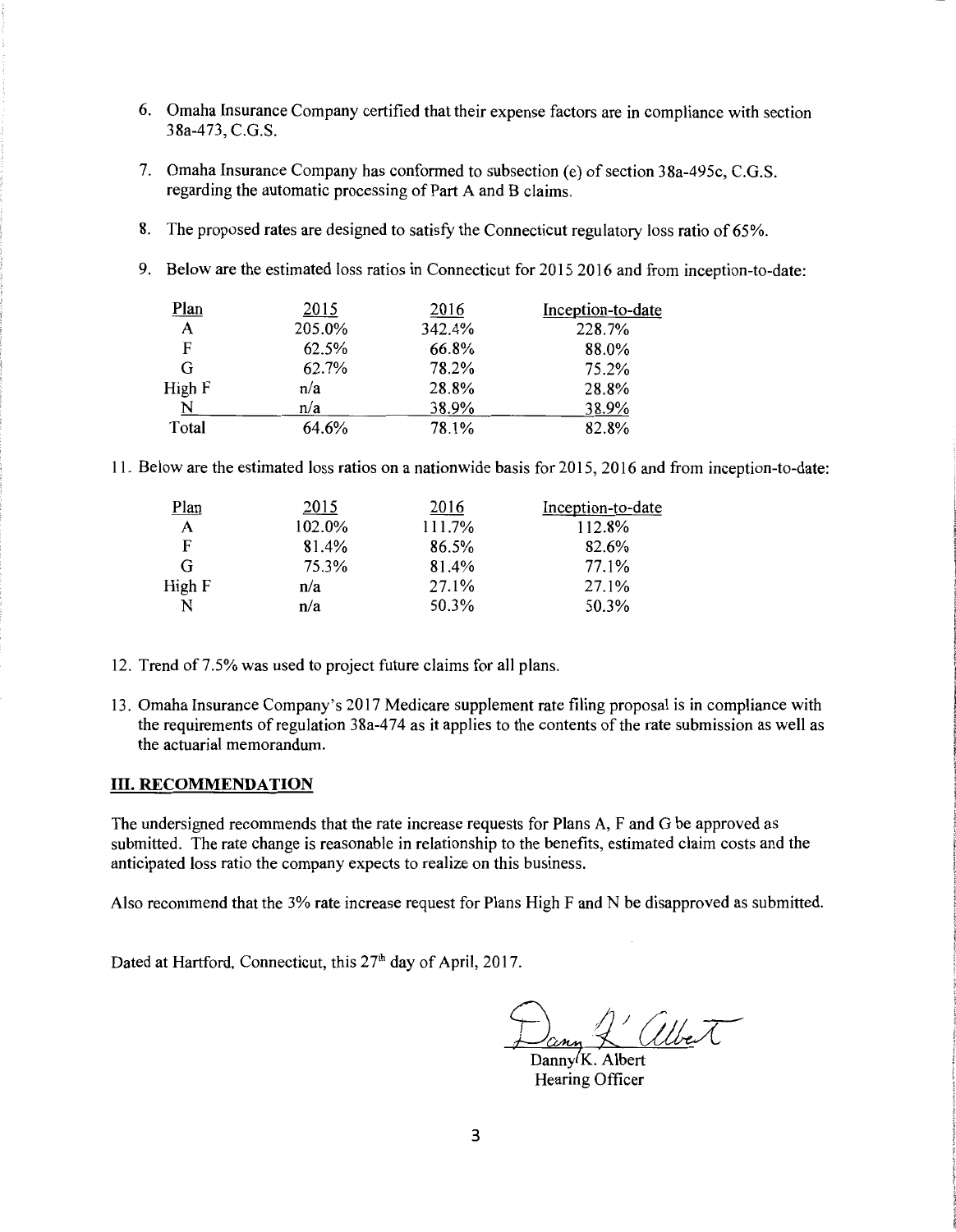6. Omaha Insurance Company certified that their expense factors are in compliance with section 38a-473, C.G.S.

7. Omaha Insurance Company has conformed to subsection (e) of section 38a-495c, C.G.S. regarding the automatic processing of Part A and B claims.

8. The proposed rates are designed to satisfy the Connecticut regulatory loss ratio of 65%.

9. Below are the estimated loss ratios in Connecticut for 2015 2016 and from inception-to-date:

| Plan | 2015 | 2016 | Inception-to-date |
|---|---|---|---|
| A | 205.0% | 342.4% | 228.7% |
| F | 62.5% | 66.8% | 88.0% |
| G | 62.7% | 78.2% | 75.2% |
| High F | n/a | 28.8% | 28.8% |
| N | n/a | 38.9% | 38.9% |
| Total | 64.6% | 78.1% | 82.8% |

11. Below are the estimated loss ratios on a nationwide basis for 2015, 2016 and from inception-to-date:

| Plan | 2015 | 2016 | Inception-to-date |
|---|---|---|---|
| A | 102.0% | 111.7% | 112.8% |
| F | 81.4% | 86.5% | 82.6% |
| G | 75.3% | 81.4% | 77.1% |
| High F | n/a | 27.1% | 27.1% |
| N | n/a | 50.3% | 50.3% |

12. Trend of 7.5% was used to project future claims for all plans.

13. Omaha Insurance Company's 2017 Medicare supplement rate filing proposal is in compliance with the requirements of regulation 38a-474 as it applies to the contents of the rate submission as well as the actuarial memorandum.

## III. RECOMMENDATION

The undersigned recommends that the rate increase requests for Plans A, F and G be approved as submitted. The rate change is reasonable in relationship to the benefits, estimated claim costs and the anticipated loss ratio the company expects to realize on this business.

Also recommend that the 3% rate increase request for Plans High F and N be disapproved as submitted.

Dated at Hartford, Connecticut, this 27th day of April, 2017.

Danny K. Albert
Hearing Officer